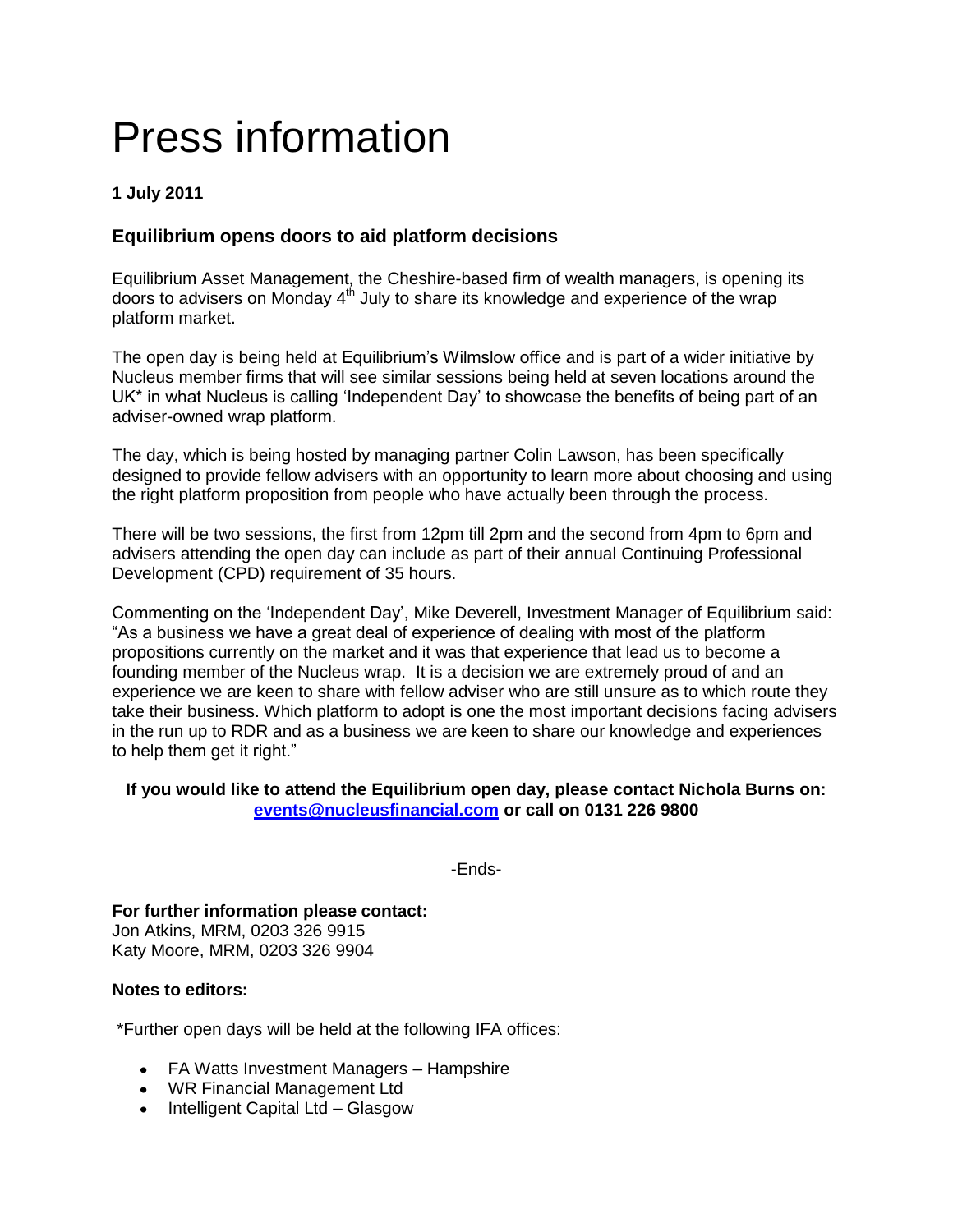# Press information

**1 July 2011**

### Equilibrium opens doors to aid platform decisions

Equilibrium Asset Management, the Cheshire-based firm of wealth managers, is opening its doors to advisers on Monday 4th July to share its knowledge and experience of the wrap platform market.

The open day is being held at Equilibrium's Wilmslow office and is part of a wider initiative by Nucleus member firms that will see similar sessions being held at seven locations around the UK* in what Nucleus is calling 'Independent Day' to showcase the benefits of being part of an adviser-owned wrap platform.

The day, which is being hosted by managing partner Colin Lawson, has been specifically designed to provide fellow advisers with an opportunity to learn more about choosing and using the right platform proposition from people who have actually been through the process.

There will be two sessions, the first from 12pm till 2pm and the second from 4pm to 6pm and advisers attending the open day can include as part of their annual Continuing Professional Development (CPD) requirement of 35 hours.

Commenting on the 'Independent Day', Mike Deverell, Investment Manager of Equilibrium said: "As a business we have a great deal of experience of dealing with most of the platform propositions currently on the market and it was that experience that lead us to become a founding member of the Nucleus wrap. It is a decision we are extremely proud of and an experience we are keen to share with fellow adviser who are still unsure as to which route they take their business. Which platform to adopt is one the most important decisions facing advisers in the run up to RDR and as a business we are keen to share our knowledge and experiences to help them get it right."

**If you would like to attend the Equilibrium open day, please contact Nichola Burns on: events@nucleusfinancial.com or call on 0131 226 9800**

-Ends-

**For further information please contact:**
Jon Atkins, MRM, 0203 326 9915
Katy Moore, MRM, 0203 326 9904

**Notes to editors:**

*Further open days will be held at the following IFA offices:

- FA Watts Investment Managers – Hampshire
- WR Financial Management Ltd
- Intelligent Capital Ltd – Glasgow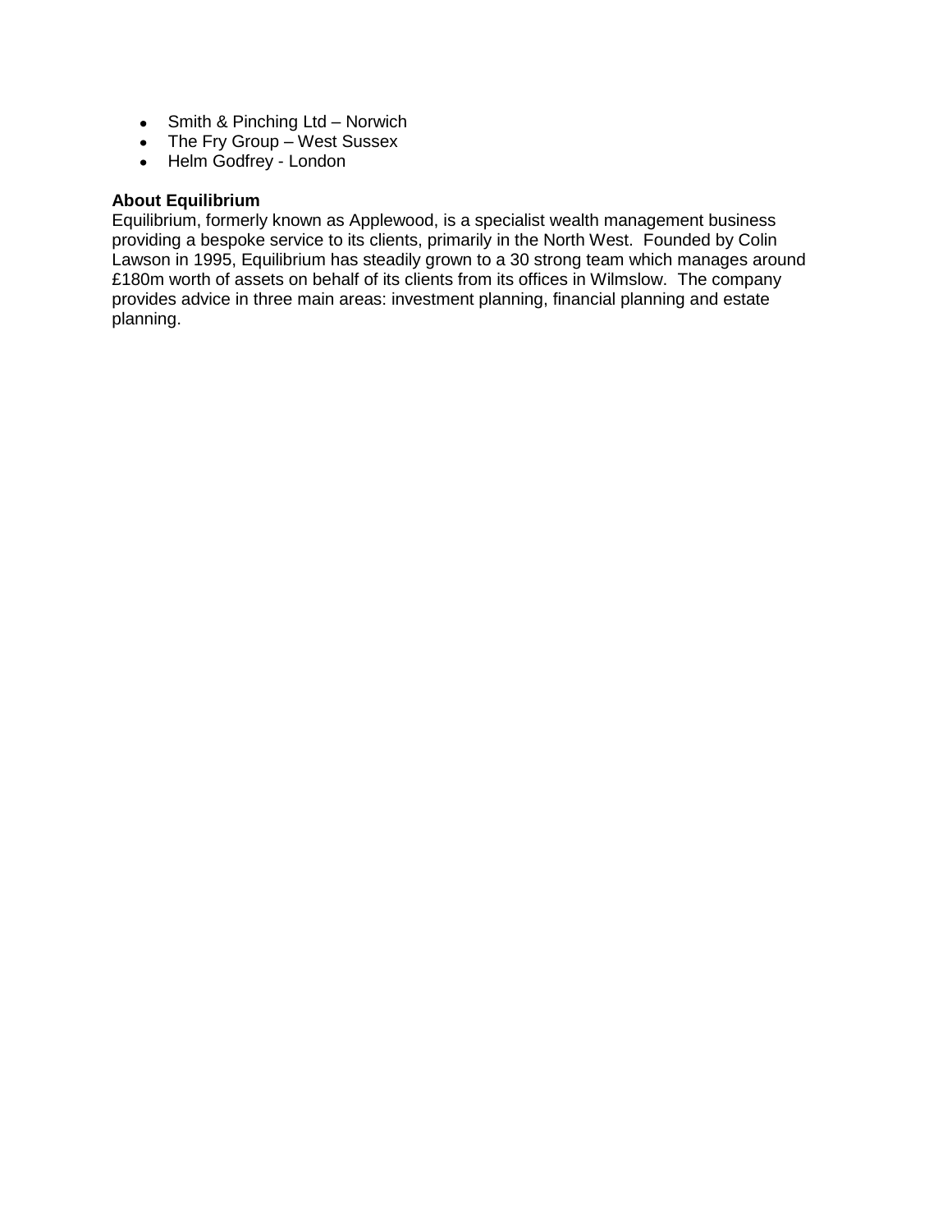- Smith & Pinching Ltd – Norwich
- The Fry Group – West Sussex
- Helm Godfrey - London

**About Equilibrium**

Equilibrium, formerly known as Applewood, is a specialist wealth management business providing a bespoke service to its clients, primarily in the North West. Founded by Colin Lawson in 1995, Equilibrium has steadily grown to a 30 strong team which manages around £180m worth of assets on behalf of its clients from its offices in Wilmslow. The company provides advice in three main areas: investment planning, financial planning and estate planning.